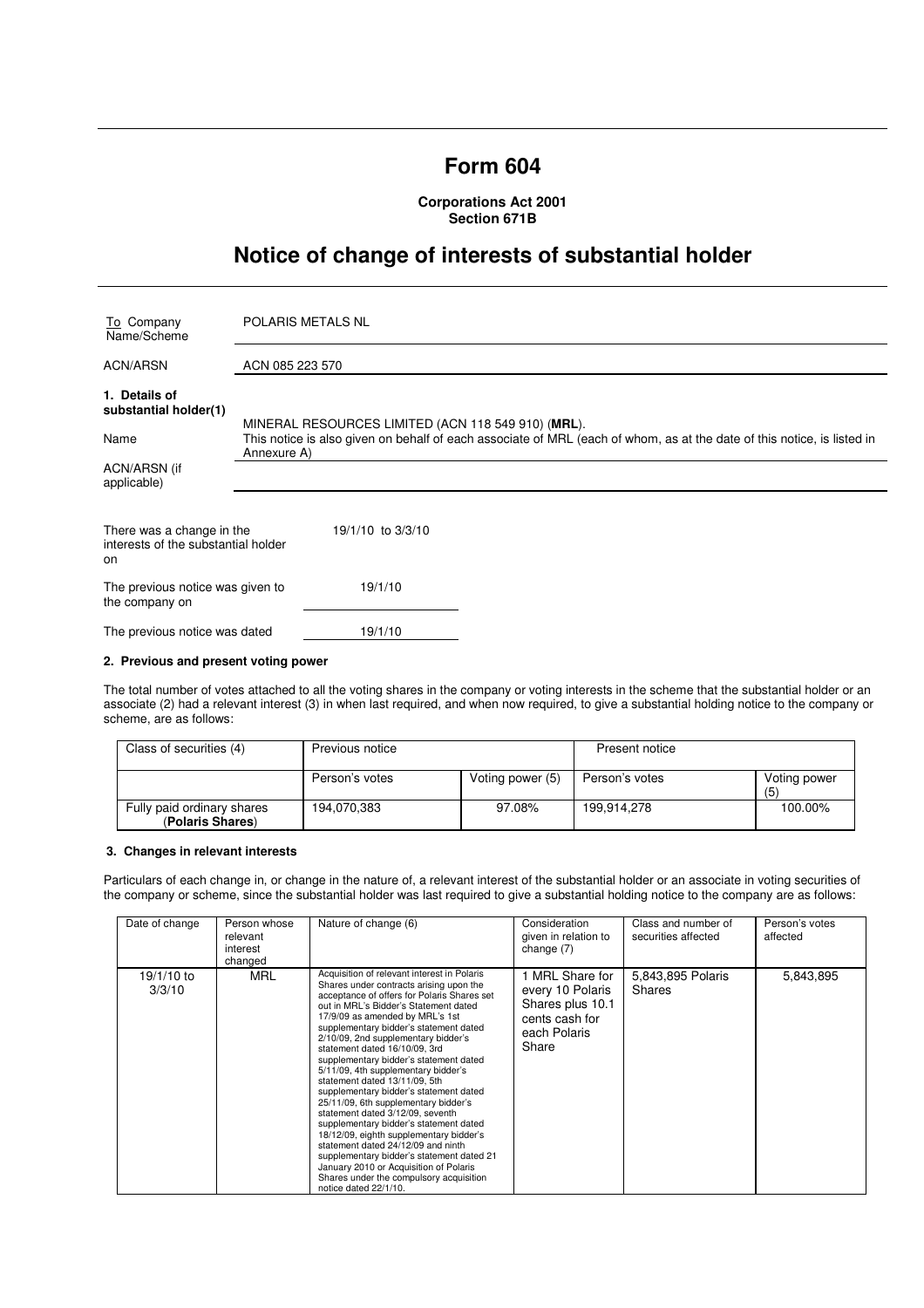# Form 604

**Corporations Act 2001**
**Section 671B**

## Notice of change of interests of substantial holder

| | |
|---|---|
| To Company Name/Scheme | POLARIS METALS NL |
| ACN/ARSN | ACN 085 223 570 |

**1. Details of substantial holder(1)**

| | |
|---|---|
| Name | MINERAL RESOURCES LIMITED (ACN 118 549 910) (**MRL**). This notice is also given on behalf of each associate of MRL (each of whom, as at the date of this notice, is listed in Annexure A) |
| ACN/ARSN (if applicable) | |

| | |
|---|---|
| There was a change in the interests of the substantial holder on | 19/1/10 to 3/3/10 |
| The previous notice was given to the company on | 19/1/10 |
| The previous notice was dated | 19/1/10 |

### 2. Previous and present voting power

The total number of votes attached to all the voting shares in the company or voting interests in the scheme that the substantial holder or an associate (2) had a relevant interest (3) in when last required, and when now required, to give a substantial holding notice to the company or scheme, are as follows:

| Class of securities (4) | Previous notice | | Present notice | |
|---|---|---|---|---|
| | Person's votes | Voting power (5) | Person's votes | Voting power (5) |
| Fully paid ordinary shares (**Polaris Shares**) | 194,070,383 | 97.08% | 199,914,278 | 100.00% |

### 3. Changes in relevant interests

Particulars of each change in, or change in the nature of, a relevant interest of the substantial holder or an associate in voting securities of the company or scheme, since the substantial holder was last required to give a substantial holding notice to the company are as follows:

| Date of change | Person whose relevant interest changed | Nature of change (6) | Consideration given in relation to change (7) | Class and number of securities affected | Person's votes affected |
|---|---|---|---|---|---|
| 19/1/10 to 3/3/10 | MRL | Acquisition of relevant interest in Polaris Shares under contracts arising upon the acceptance of offers for Polaris Shares set out in MRL's Bidder's Statement dated 17/9/09 as amended by MRL's 1st supplementary bidder's statement dated 2/10/09, 2nd supplementary bidder's statement dated 16/10/09, 3rd supplementary bidder's statement dated 5/11/09, 4th supplementary bidder's statement dated 13/11/09, 5th supplementary bidder's statement dated 25/11/09, 6th supplementary bidder's statement dated 3/12/09, seventh supplementary bidder's statement dated 18/12/09, eighth supplementary bidder's statement dated 24/12/09 and ninth supplementary bidder's statement dated 21 January 2010 or Acquisition of Polaris Shares under the compulsory acquisition notice dated 22/1/10. | 1 MRL Share for every 10 Polaris Shares plus 10.1 cents cash for each Polaris Share | 5,843,895 Polaris Shares | 5,843,895 |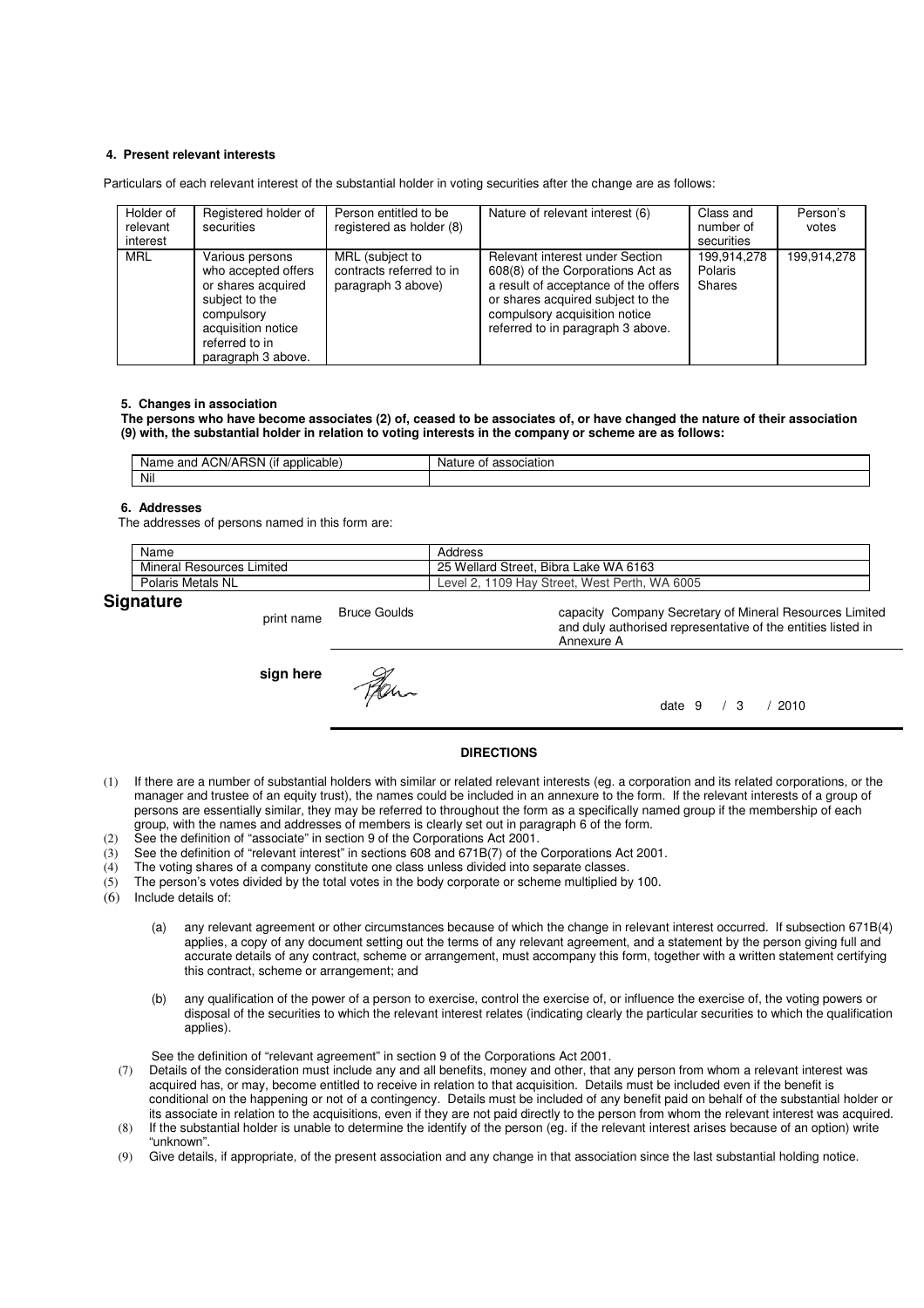### 4. Present relevant interests

Particulars of each relevant interest of the substantial holder in voting securities after the change are as follows:

| Holder of relevant interest | Registered holder of securities | Person entitled to be registered as holder (8) | Nature of relevant interest (6) | Class and number of securities | Person's votes |
|---|---|---|---|---|---|
| MRL | Various persons who accepted offers or shares acquired subject to the compulsory acquisition notice referred to in paragraph 3 above. | MRL (subject to contracts referred to in paragraph 3 above) | Relevant interest under Section 608(8) of the Corporations Act as a result of acceptance of the offers or shares acquired subject to the compulsory acquisition notice referred to in paragraph 3 above. | 199,914,278 Polaris Shares | 199,914,278 |

### 5. Changes in association

**The persons who have become associates (2) of, ceased to be associates of, or have changed the nature of their association (9) with, the substantial holder in relation to voting interests in the company or scheme are as follows:**

| Name and ACN/ARSN (if applicable) | Nature of association |
|---|---|
| Nil | |

### 6. Addresses

The addresses of persons named in this form are:

| Name | Address |
|---|---|
| Mineral Resources Limited | 25 Wellard Street, Bibra Lake WA 6163 |
| Polaris Metals NL | Level 2, 1109 Hay Street, West Perth, WA 6005 |

## Signature

print name Bruce Goulds

capacity Company Secretary of Mineral Resources Limited and duly authorised representative of the entities listed in Annexure A

**sign here**

date 9 / 3 / 2010

**DIRECTIONS**

(1) If there are a number of substantial holders with similar or related relevant interests (eg. a corporation and its related corporations, or the manager and trustee of an equity trust), the names could be included in an annexure to the form. If the relevant interests of a group of persons are essentially similar, they may be referred to throughout the form as a specifically named group if the membership of each group, with the names and addresses of members is clearly set out in paragraph 6 of the form.

(2) See the definition of "associate" in section 9 of the Corporations Act 2001.

(3) See the definition of "relevant interest" in sections 608 and 671B(7) of the Corporations Act 2001.

(4) The voting shares of a company constitute one class unless divided into separate classes.

(5) The person's votes divided by the total votes in the body corporate or scheme multiplied by 100.

(6) Include details of:

(a) any relevant agreement or other circumstances because of which the change in relevant interest occurred. If subsection 671B(4) applies, a copy of any document setting out the terms of any relevant agreement, and a statement by the person giving full and accurate details of any contract, scheme or arrangement, must accompany this form, together with a written statement certifying this contract, scheme or arrangement; and

(b) any qualification of the power of a person to exercise, control the exercise of, or influence the exercise of, the voting powers or disposal of the securities to which the relevant interest relates (indicating clearly the particular securities to which the qualification applies).

See the definition of "relevant agreement" in section 9 of the Corporations Act 2001.

(7) Details of the consideration must include any and all benefits, money and other, that any person from whom a relevant interest was acquired has, or may, become entitled to receive in relation to that acquisition. Details must be included even if the benefit is conditional on the happening or not of a contingency. Details must be included of any benefit paid on behalf of the substantial holder or its associate in relation to the acquisitions, even if they are not paid directly to the person from whom the relevant interest was acquired.

(8) If the substantial holder is unable to determine the identify of the person (eg. if the relevant interest arises because of an option) write "unknown".

(9) Give details, if appropriate, of the present association and any change in that association since the last substantial holding notice.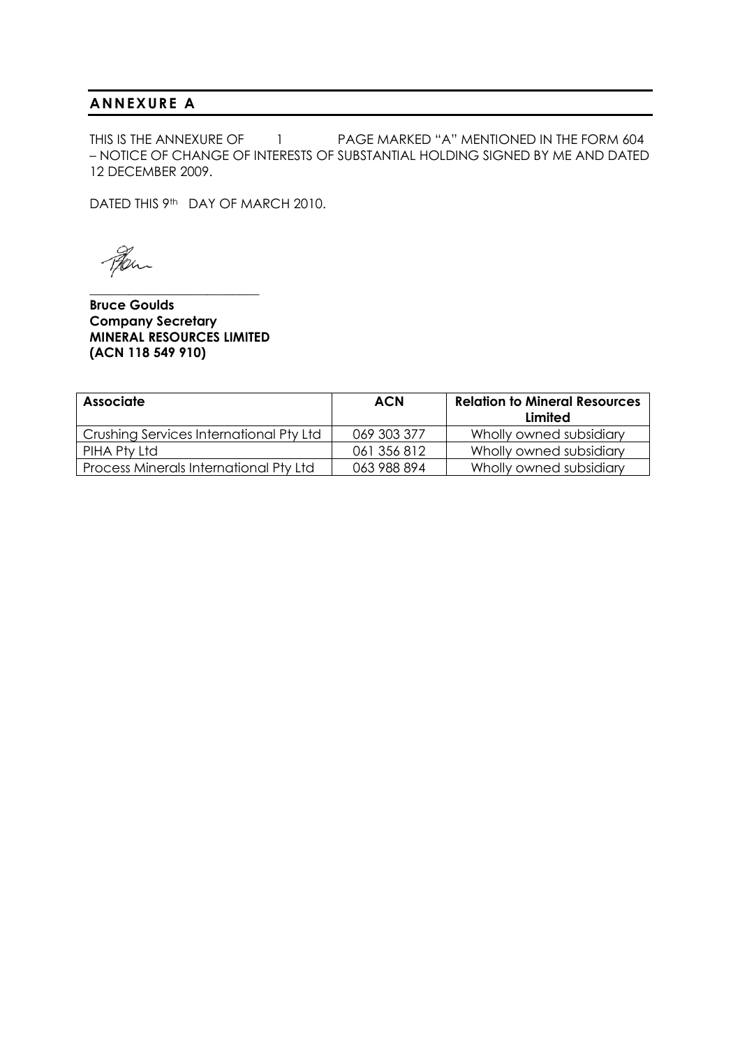## ANNEXURE A

THIS IS THE ANNEXURE OF 1 PAGE MARKED "A" MENTIONED IN THE FORM 604 – NOTICE OF CHANGE OF INTERESTS OF SUBSTANTIAL HOLDING SIGNED BY ME AND DATED 12 DECEMBER 2009.

DATED THIS 9th DAY OF MARCH 2010.

\_\_\_\_\_\_\_\_\_\_\_\_\_\_\_\_\_\_\_\_\_\_\_\_\_\_\_\_

**Bruce Goulds**
**Company Secretary**
**MINERAL RESOURCES LIMITED**
**(ACN 118 549 910)**

| Associate | ACN | Relation to Mineral Resources Limited |
|---|---|---|
| Crushing Services International Pty Ltd | 069 303 377 | Wholly owned subsidiary |
| PIHA Pty Ltd | 061 356 812 | Wholly owned subsidiary |
| Process Minerals International Pty Ltd | 063 988 894 | Wholly owned subsidiary |